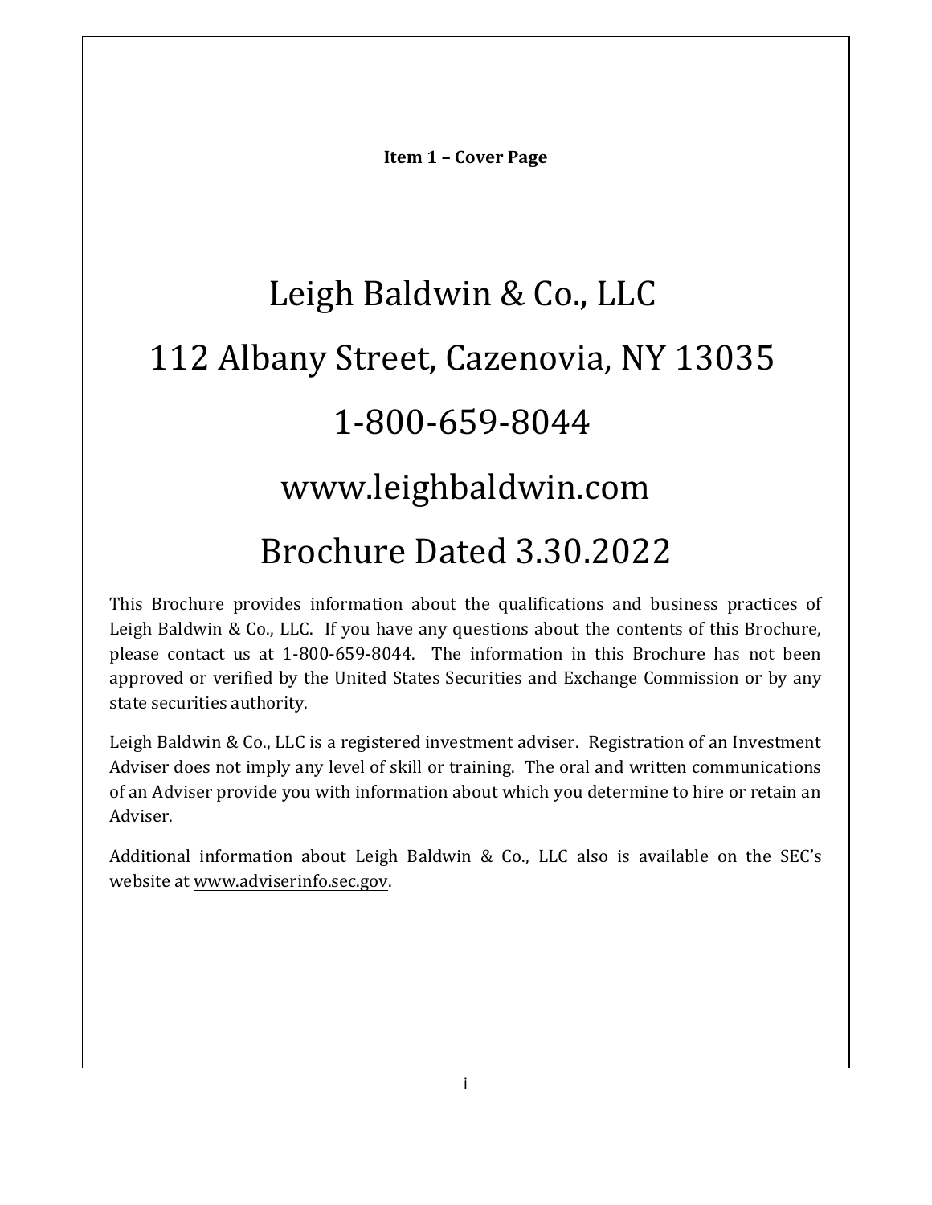**Item 1 – Cover Page**

# Leigh Baldwin & Co., LLC

# 112 Albany Street, Cazenovia, NY 13035

# 1-800-659-8044

# www.leighbaldwin.com

# Brochure Dated 3.30.2022

This Brochure provides information about the qualifications and business practices of Leigh Baldwin & Co., LLC. If you have any questions about the contents of this Brochure, please contact us at 1-800-659-8044. The information in this Brochure has not been approved or verified by the United States Securities and Exchange Commission or by any state securities authority.

Leigh Baldwin & Co., LLC is a registered investment adviser. Registration of an Investment Adviser does not imply any level of skill or training. The oral and written communications of an Adviser provide you with information about which you determine to hire or retain an Adviser.

Additional information about Leigh Baldwin & Co., LLC also is available on the SEC's website at www.adviserinfo.sec.gov.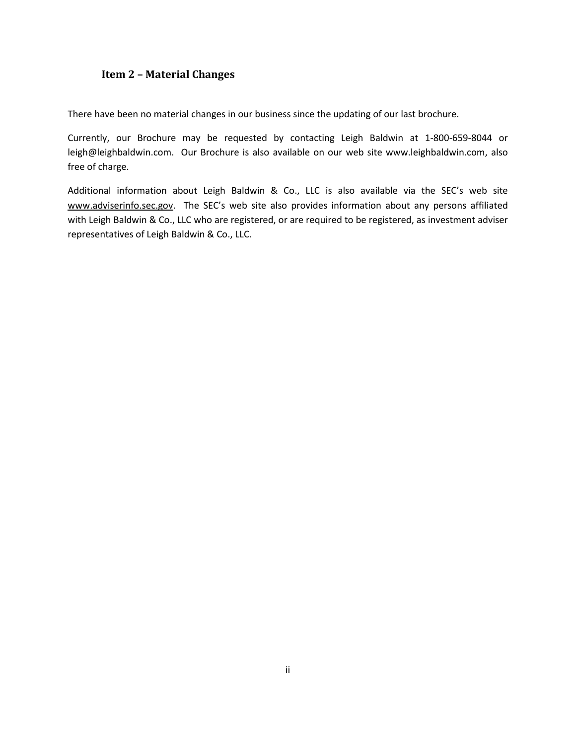## Item 2 – Material Changes

There have been no material changes in our business since the updating of our last brochure.

Currently, our Brochure may be requested by contacting Leigh Baldwin at 1-800-659-8044 or leigh@leighbaldwin.com. Our Brochure is also available on our web site www.leighbaldwin.com, also free of charge.

Additional information about Leigh Baldwin & Co., LLC is also available via the SEC's web site www.adviserinfo.sec.gov. The SEC's web site also provides information about any persons affiliated with Leigh Baldwin & Co., LLC who are registered, or are required to be registered, as investment adviser representatives of Leigh Baldwin & Co., LLC.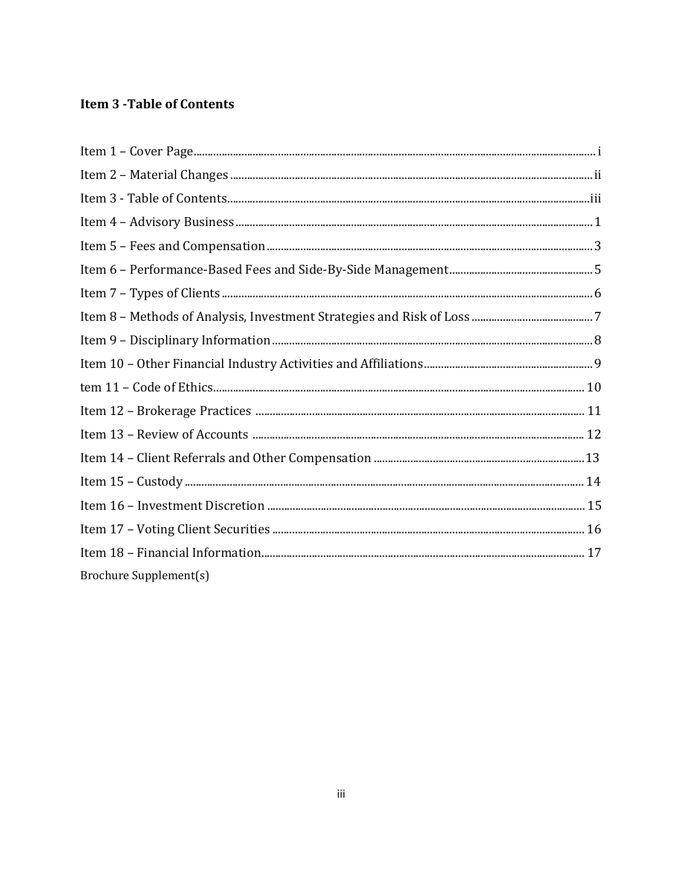## Item 3 -Table of Contents

Item 1 – Cover Page ..... i

Item 2 – Material Changes ..... ii

Item 3 - Table of Contents ..... iii

Item 4 – Advisory Business ..... 1

Item 5 – Fees and Compensation ..... 3

Item 6 – Performance-Based Fees and Side-By-Side Management ..... 5

Item 7 – Types of Clients ..... 6

Item 8 – Methods of Analysis, Investment Strategies and Risk of Loss ..... 7

Item 9 – Disciplinary Information ..... 8

Item 10 – Other Financial Industry Activities and Affiliations ..... 9

tem 11 – Code of Ethics ..... 10

Item 12 – Brokerage Practices ..... 11

Item 13 – Review of Accounts ..... 12

Item 14 – Client Referrals and Other Compensation ..... 13

Item 15 – Custody ..... 14

Item 16 – Investment Discretion ..... 15

Item 17 – Voting Client Securities ..... 16

Item 18 – Financial Information ..... 17

Brochure Supplement(s)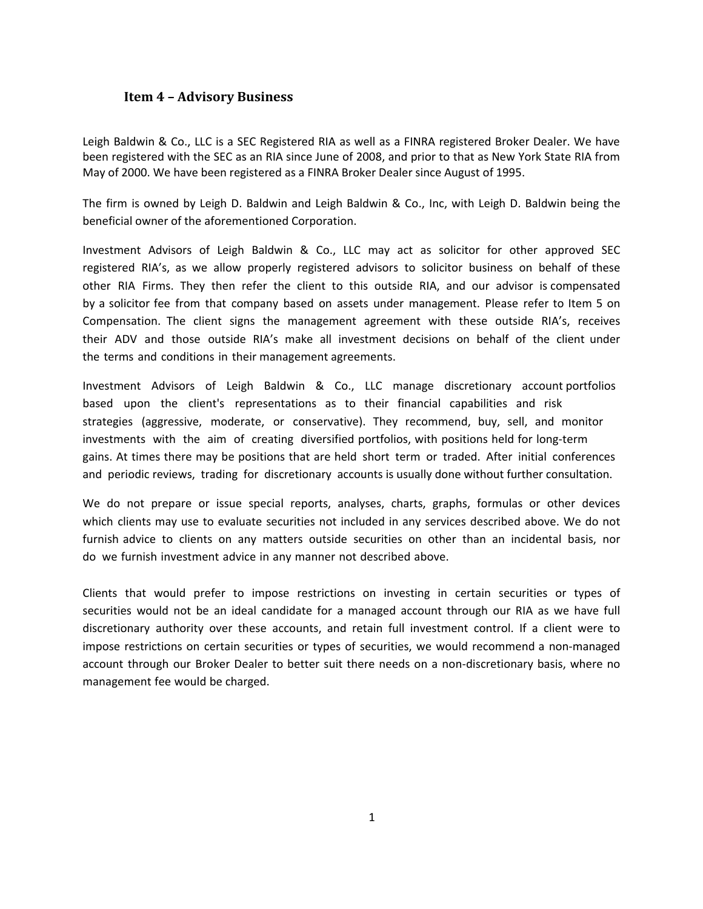## Item 4 – Advisory Business

Leigh Baldwin & Co., LLC is a SEC Registered RIA as well as a FINRA registered Broker Dealer. We have been registered with the SEC as an RIA since June of 2008, and prior to that as New York State RIA from May of 2000. We have been registered as a FINRA Broker Dealer since August of 1995.

The firm is owned by Leigh D. Baldwin and Leigh Baldwin & Co., Inc, with Leigh D. Baldwin being the beneficial owner of the aforementioned Corporation.

Investment Advisors of Leigh Baldwin & Co., LLC may act as solicitor for other approved SEC registered RIA's, as we allow properly registered advisors to solicitor business on behalf of these other RIA Firms. They then refer the client to this outside RIA, and our advisor is compensated by a solicitor fee from that company based on assets under management. Please refer to Item 5 on Compensation. The client signs the management agreement with these outside RIA's, receives their ADV and those outside RIA's make all investment decisions on behalf of the client under the terms and conditions in their management agreements.

Investment Advisors of Leigh Baldwin & Co., LLC manage discretionary account portfolios based upon the client's representations as to their financial capabilities and risk strategies (aggressive, moderate, or conservative). They recommend, buy, sell, and monitor investments with the aim of creating diversified portfolios, with positions held for long-term gains. At times there may be positions that are held short term or traded. After initial conferences and periodic reviews, trading for discretionary accounts is usually done without further consultation.

We do not prepare or issue special reports, analyses, charts, graphs, formulas or other devices which clients may use to evaluate securities not included in any services described above. We do not furnish advice to clients on any matters outside securities on other than an incidental basis, nor do we furnish investment advice in any manner not described above.

Clients that would prefer to impose restrictions on investing in certain securities or types of securities would not be an ideal candidate for a managed account through our RIA as we have full discretionary authority over these accounts, and retain full investment control. If a client were to impose restrictions on certain securities or types of securities, we would recommend a non-managed account through our Broker Dealer to better suit there needs on a non-discretionary basis, where no management fee would be charged.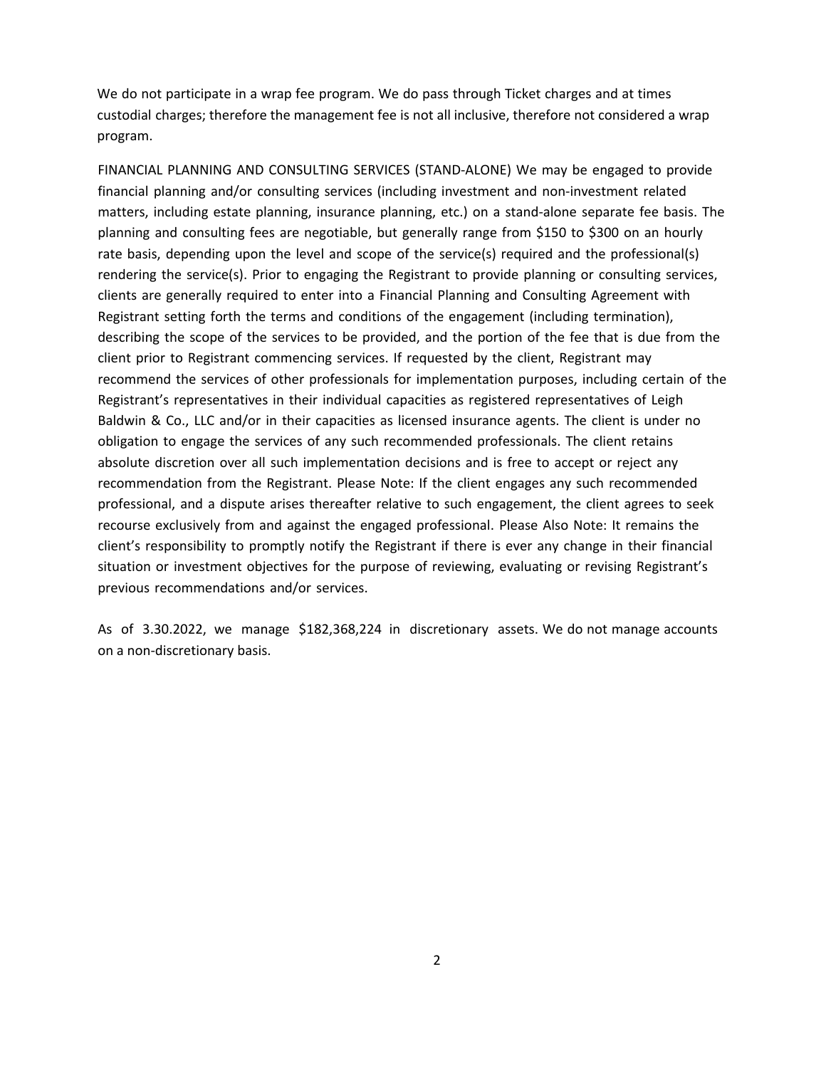We do not participate in a wrap fee program. We do pass through Ticket charges and at times custodial charges; therefore the management fee is not all inclusive, therefore not considered a wrap program.

FINANCIAL PLANNING AND CONSULTING SERVICES (STAND-ALONE) We may be engaged to provide financial planning and/or consulting services (including investment and non-investment related matters, including estate planning, insurance planning, etc.) on a stand-alone separate fee basis. The planning and consulting fees are negotiable, but generally range from $150 to $300 on an hourly rate basis, depending upon the level and scope of the service(s) required and the professional(s) rendering the service(s). Prior to engaging the Registrant to provide planning or consulting services, clients are generally required to enter into a Financial Planning and Consulting Agreement with Registrant setting forth the terms and conditions of the engagement (including termination), describing the scope of the services to be provided, and the portion of the fee that is due from the client prior to Registrant commencing services. If requested by the client, Registrant may recommend the services of other professionals for implementation purposes, including certain of the Registrant's representatives in their individual capacities as registered representatives of Leigh Baldwin & Co., LLC and/or in their capacities as licensed insurance agents. The client is under no obligation to engage the services of any such recommended professionals. The client retains absolute discretion over all such implementation decisions and is free to accept or reject any recommendation from the Registrant. Please Note: If the client engages any such recommended professional, and a dispute arises thereafter relative to such engagement, the client agrees to seek recourse exclusively from and against the engaged professional. Please Also Note: It remains the client's responsibility to promptly notify the Registrant if there is ever any change in their financial situation or investment objectives for the purpose of reviewing, evaluating or revising Registrant's previous recommendations and/or services.

As of 3.30.2022, we manage $182,368,224 in discretionary assets. We do not manage accounts on a non-discretionary basis.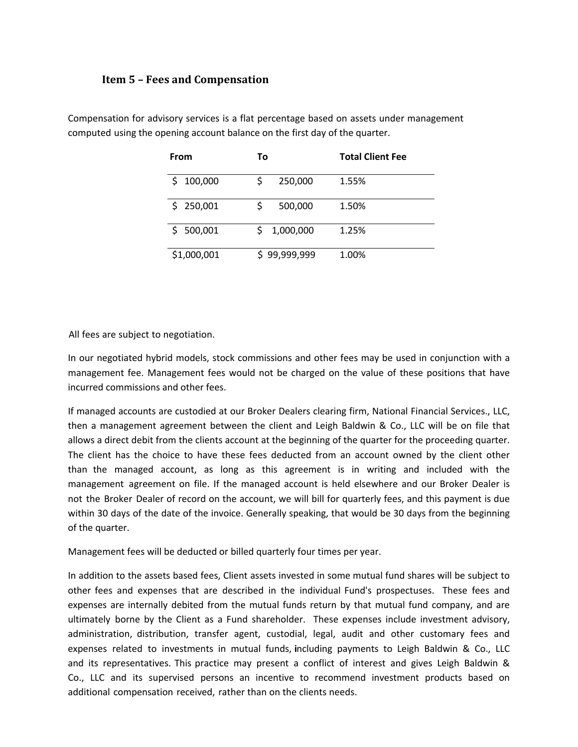## Item 5 – Fees and Compensation

Compensation for advisory services is a flat percentage based on assets under management computed using the opening account balance on the first day of the quarter.

| From | To | Total Client Fee |
|---|---|---|
| $ 100,000 | $ 250,000 | 1.55% |
| $ 250,001 | $ 500,000 | 1.50% |
| $ 500,001 | $ 1,000,000 | 1.25% |
| $1,000,001 | $ 99,999,999 | 1.00% |

All fees are subject to negotiation.

In our negotiated hybrid models, stock commissions and other fees may be used in conjunction with a management fee. Management fees would not be charged on the value of these positions that have incurred commissions and other fees.

If managed accounts are custodied at our Broker Dealers clearing firm, National Financial Services., LLC, then a management agreement between the client and Leigh Baldwin & Co., LLC will be on file that allows a direct debit from the clients account at the beginning of the quarter for the proceeding quarter. The client has the choice to have these fees deducted from an account owned by the client other than the managed account, as long as this agreement is in writing and included with the management agreement on file. If the managed account is held elsewhere and our Broker Dealer is not the Broker Dealer of record on the account, we will bill for quarterly fees, and this payment is due within 30 days of the date of the invoice. Generally speaking, that would be 30 days from the beginning of the quarter.

Management fees will be deducted or billed quarterly four times per year.

In addition to the assets based fees, Client assets invested in some mutual fund shares will be subject to other fees and expenses that are described in the individual Fund's prospectuses. These fees and expenses are internally debited from the mutual funds return by that mutual fund company, and are ultimately borne by the Client as a Fund shareholder. These expenses include investment advisory, administration, distribution, transfer agent, custodial, legal, audit and other customary fees and expenses related to investments in mutual funds, including payments to Leigh Baldwin & Co., LLC and its representatives. This practice may present a conflict of interest and gives Leigh Baldwin & Co., LLC and its supervised persons an incentive to recommend investment products based on additional compensation received, rather than on the clients needs.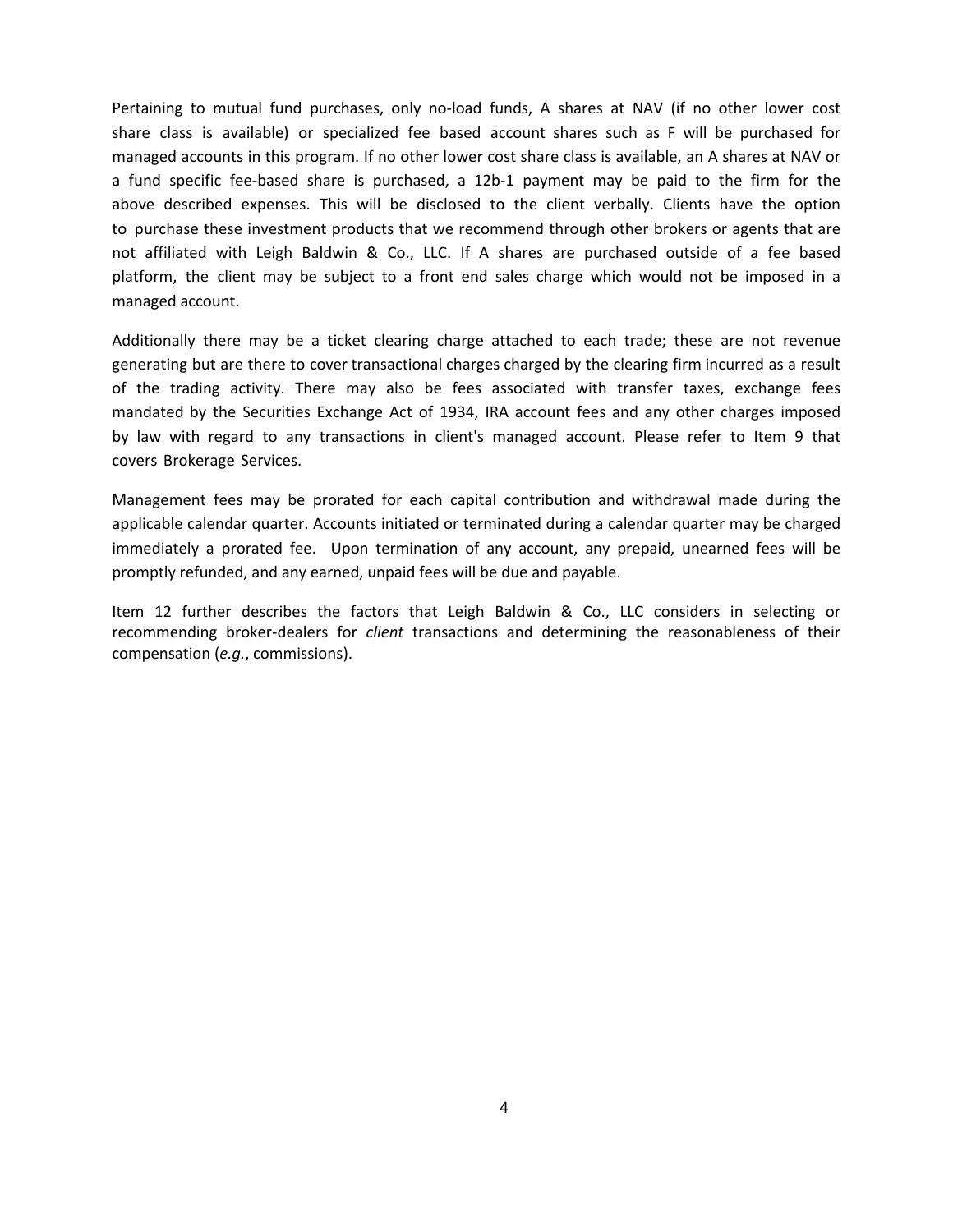Pertaining to mutual fund purchases, only no-load funds, A shares at NAV (if no other lower cost share class is available) or specialized fee based account shares such as F will be purchased for managed accounts in this program. If no other lower cost share class is available, an A shares at NAV or a fund specific fee-based share is purchased, a 12b-1 payment may be paid to the firm for the above described expenses. This will be disclosed to the client verbally. Clients have the option to purchase these investment products that we recommend through other brokers or agents that are not affiliated with Leigh Baldwin & Co., LLC. If A shares are purchased outside of a fee based platform, the client may be subject to a front end sales charge which would not be imposed in a managed account.

Additionally there may be a ticket clearing charge attached to each trade; these are not revenue generating but are there to cover transactional charges charged by the clearing firm incurred as a result of the trading activity. There may also be fees associated with transfer taxes, exchange fees mandated by the Securities Exchange Act of 1934, IRA account fees and any other charges imposed by law with regard to any transactions in client's managed account. Please refer to Item 9 that covers Brokerage Services.

Management fees may be prorated for each capital contribution and withdrawal made during the applicable calendar quarter. Accounts initiated or terminated during a calendar quarter may be charged immediately a prorated fee. Upon termination of any account, any prepaid, unearned fees will be promptly refunded, and any earned, unpaid fees will be due and payable.

Item 12 further describes the factors that Leigh Baldwin & Co., LLC considers in selecting or recommending broker-dealers for *client* transactions and determining the reasonableness of their compensation (*e.g.*, commissions).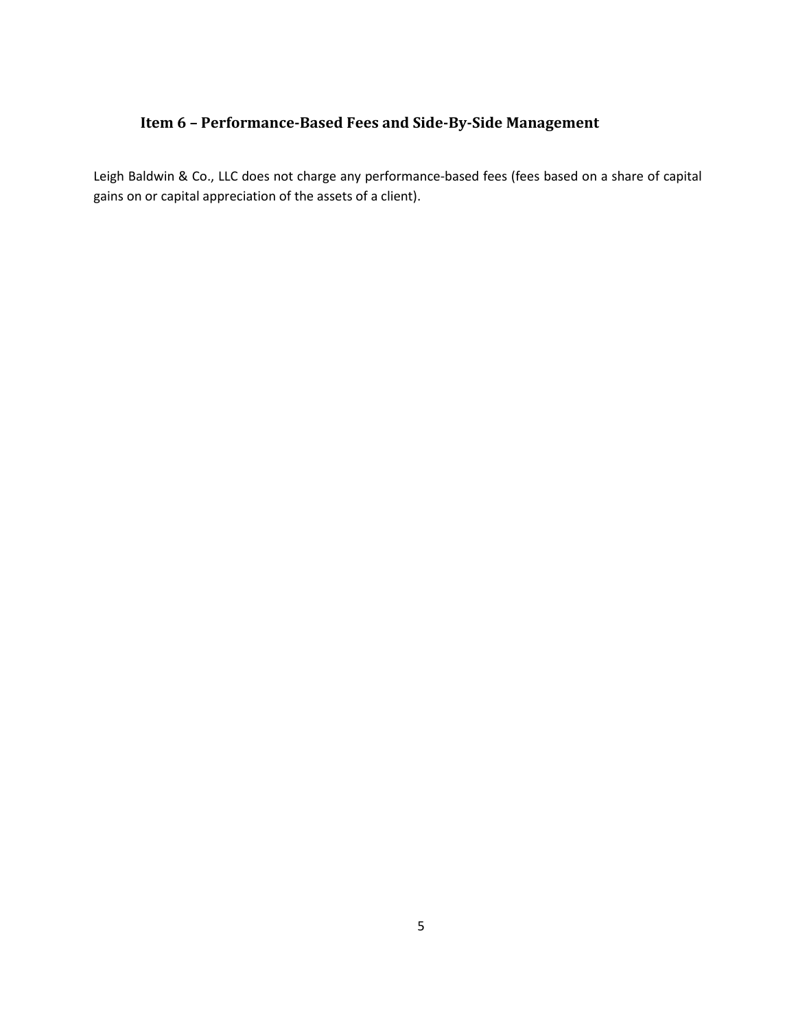## Item 6 – Performance-Based Fees and Side-By-Side Management

Leigh Baldwin & Co., LLC does not charge any performance-based fees (fees based on a share of capital gains on or capital appreciation of the assets of a client).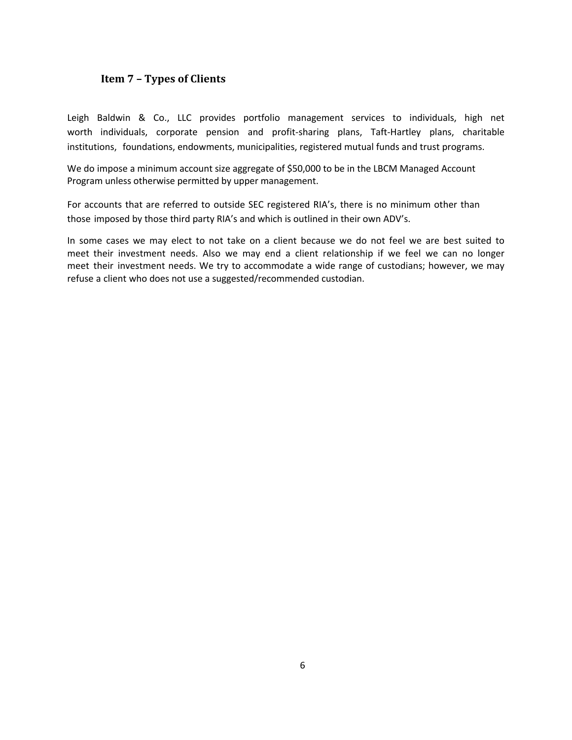## Item 7 – Types of Clients

Leigh Baldwin & Co., LLC provides portfolio management services to individuals, high net worth individuals, corporate pension and profit-sharing plans, Taft-Hartley plans, charitable institutions, foundations, endowments, municipalities, registered mutual funds and trust programs.

We do impose a minimum account size aggregate of $50,000 to be in the LBCM Managed Account Program unless otherwise permitted by upper management.

For accounts that are referred to outside SEC registered RIA's, there is no minimum other than those imposed by those third party RIA's and which is outlined in their own ADV's.

In some cases we may elect to not take on a client because we do not feel we are best suited to meet their investment needs. Also we may end a client relationship if we feel we can no longer meet their investment needs. We try to accommodate a wide range of custodians; however, we may refuse a client who does not use a suggested/recommended custodian.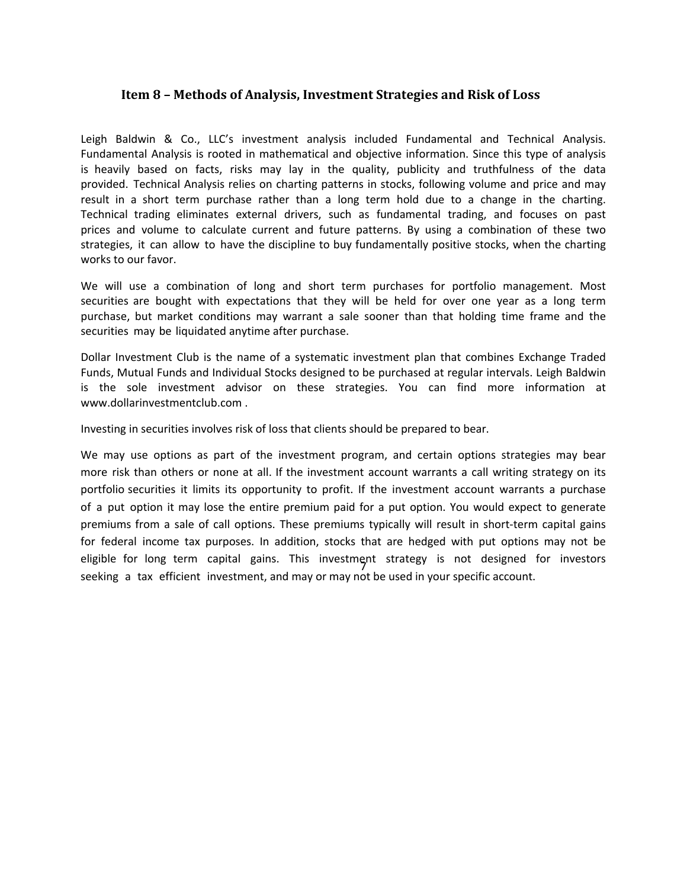## Item 8 – Methods of Analysis, Investment Strategies and Risk of Loss

Leigh Baldwin & Co., LLC's investment analysis included Fundamental and Technical Analysis. Fundamental Analysis is rooted in mathematical and objective information. Since this type of analysis is heavily based on facts, risks may lay in the quality, publicity and truthfulness of the data provided. Technical Analysis relies on charting patterns in stocks, following volume and price and may result in a short term purchase rather than a long term hold due to a change in the charting. Technical trading eliminates external drivers, such as fundamental trading, and focuses on past prices and volume to calculate current and future patterns. By using a combination of these two strategies, it can allow to have the discipline to buy fundamentally positive stocks, when the charting works to our favor.

We will use a combination of long and short term purchases for portfolio management. Most securities are bought with expectations that they will be held for over one year as a long term purchase, but market conditions may warrant a sale sooner than that holding time frame and the securities may be liquidated anytime after purchase.

Dollar Investment Club is the name of a systematic investment plan that combines Exchange Traded Funds, Mutual Funds and Individual Stocks designed to be purchased at regular intervals. Leigh Baldwin is the sole investment advisor on these strategies. You can find more information at www.dollarinvestmentclub.com .

Investing in securities involves risk of loss that clients should be prepared to bear.

We may use options as part of the investment program, and certain options strategies may bear more risk than others or none at all. If the investment account warrants a call writing strategy on its portfolio securities it limits its opportunity to profit. If the investment account warrants a purchase of a put option it may lose the entire premium paid for a put option. You would expect to generate premiums from a sale of call options. These premiums typically will result in short-term capital gains for federal income tax purposes. In addition, stocks that are hedged with put options may not be eligible for long term capital gains. This investment strategy is not designed for investors seeking a tax efficient investment, and may or may not be used in your specific account.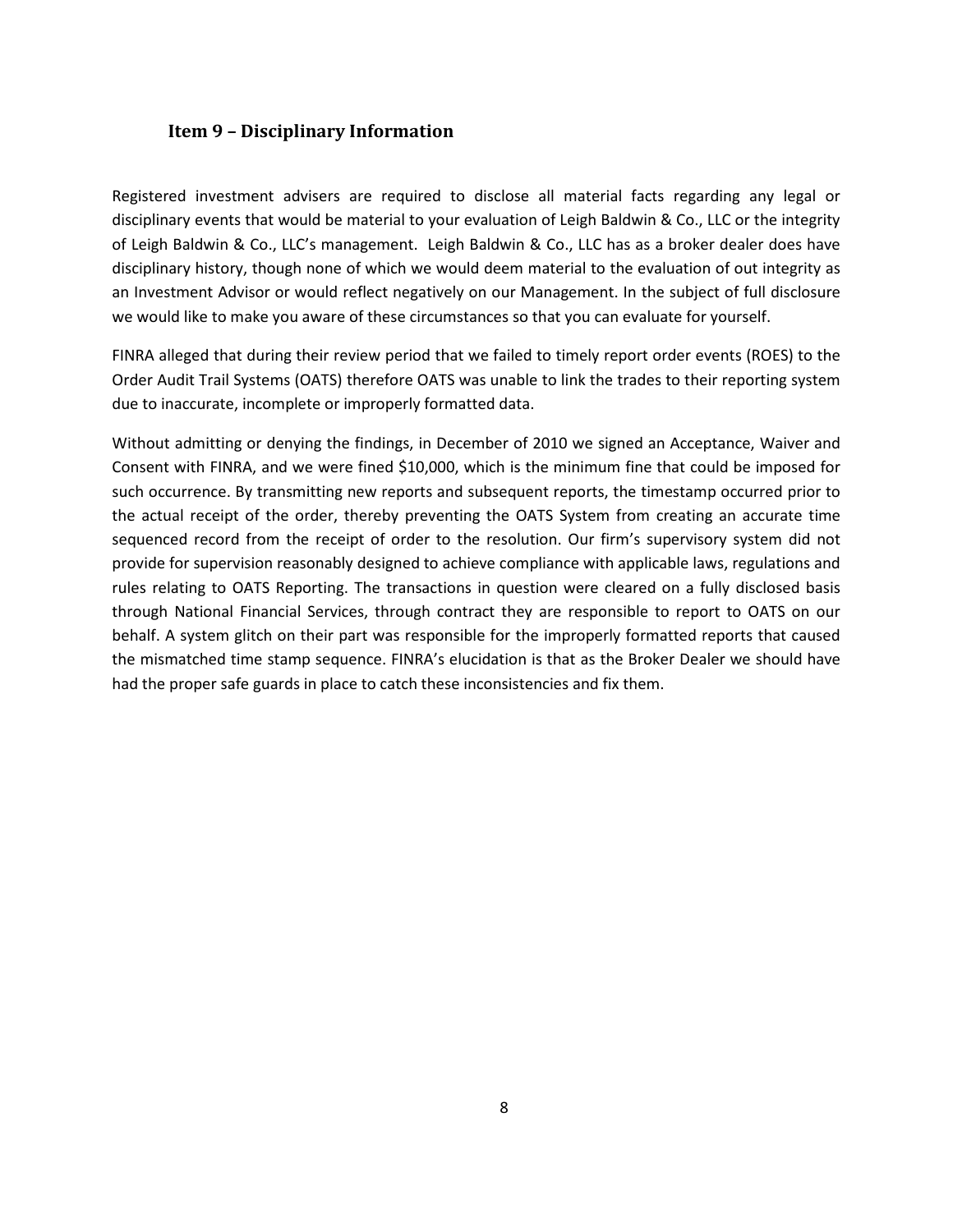## Item 9 – Disciplinary Information

Registered investment advisers are required to disclose all material facts regarding any legal or disciplinary events that would be material to your evaluation of Leigh Baldwin & Co., LLC or the integrity of Leigh Baldwin & Co., LLC's management. Leigh Baldwin & Co., LLC has as a broker dealer does have disciplinary history, though none of which we would deem material to the evaluation of out integrity as an Investment Advisor or would reflect negatively on our Management. In the subject of full disclosure we would like to make you aware of these circumstances so that you can evaluate for yourself.

FINRA alleged that during their review period that we failed to timely report order events (ROES) to the Order Audit Trail Systems (OATS) therefore OATS was unable to link the trades to their reporting system due to inaccurate, incomplete or improperly formatted data.

Without admitting or denying the findings, in December of 2010 we signed an Acceptance, Waiver and Consent with FINRA, and we were fined $10,000, which is the minimum fine that could be imposed for such occurrence. By transmitting new reports and subsequent reports, the timestamp occurred prior to the actual receipt of the order, thereby preventing the OATS System from creating an accurate time sequenced record from the receipt of order to the resolution. Our firm's supervisory system did not provide for supervision reasonably designed to achieve compliance with applicable laws, regulations and rules relating to OATS Reporting. The transactions in question were cleared on a fully disclosed basis through National Financial Services, through contract they are responsible to report to OATS on our behalf. A system glitch on their part was responsible for the improperly formatted reports that caused the mismatched time stamp sequence. FINRA's elucidation is that as the Broker Dealer we should have had the proper safe guards in place to catch these inconsistencies and fix them.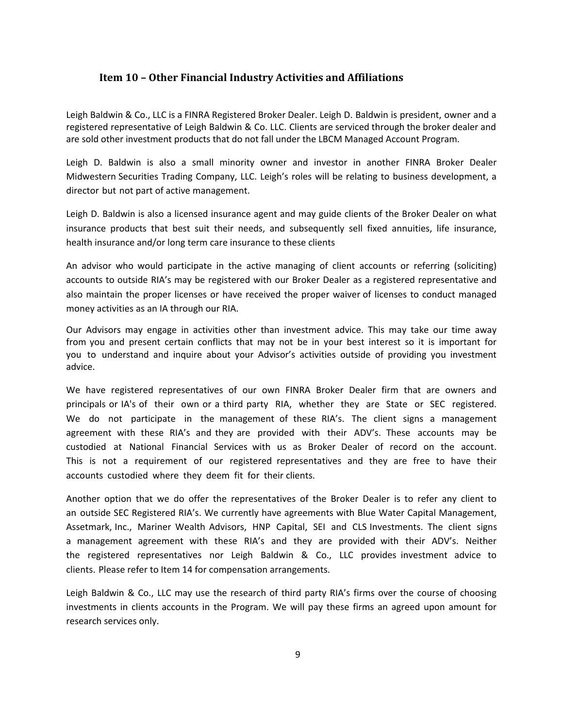## Item 10 – Other Financial Industry Activities and Affiliations

Leigh Baldwin & Co., LLC is a FINRA Registered Broker Dealer. Leigh D. Baldwin is president, owner and a registered representative of Leigh Baldwin & Co. LLC. Clients are serviced through the broker dealer and are sold other investment products that do not fall under the LBCM Managed Account Program.

Leigh D. Baldwin is also a small minority owner and investor in another FINRA Broker Dealer Midwestern Securities Trading Company, LLC. Leigh's roles will be relating to business development, a director but not part of active management.

Leigh D. Baldwin is also a licensed insurance agent and may guide clients of the Broker Dealer on what insurance products that best suit their needs, and subsequently sell fixed annuities, life insurance, health insurance and/or long term care insurance to these clients

An advisor who would participate in the active managing of client accounts or referring (soliciting) accounts to outside RIA's may be registered with our Broker Dealer as a registered representative and also maintain the proper licenses or have received the proper waiver of licenses to conduct managed money activities as an IA through our RIA.

Our Advisors may engage in activities other than investment advice. This may take our time away from you and present certain conflicts that may not be in your best interest so it is important for you to understand and inquire about your Advisor's activities outside of providing you investment advice.

We have registered representatives of our own FINRA Broker Dealer firm that are owners and principals or IA's of their own or a third party RIA, whether they are State or SEC registered. We do not participate in the management of these RIA's. The client signs a management agreement with these RIA's and they are provided with their ADV's. These accounts may be custodied at National Financial Services with us as Broker Dealer of record on the account. This is not a requirement of our registered representatives and they are free to have their accounts custodied where they deem fit for their clients.

Another option that we do offer the representatives of the Broker Dealer is to refer any client to an outside SEC Registered RIA's. We currently have agreements with Blue Water Capital Management, Assetmark, Inc., Mariner Wealth Advisors, HNP Capital, SEI and CLS Investments. The client signs a management agreement with these RIA's and they are provided with their ADV's. Neither the registered representatives nor Leigh Baldwin & Co., LLC provides investment advice to clients. Please refer to Item 14 for compensation arrangements.

Leigh Baldwin & Co., LLC may use the research of third party RIA's firms over the course of choosing investments in clients accounts in the Program. We will pay these firms an agreed upon amount for research services only.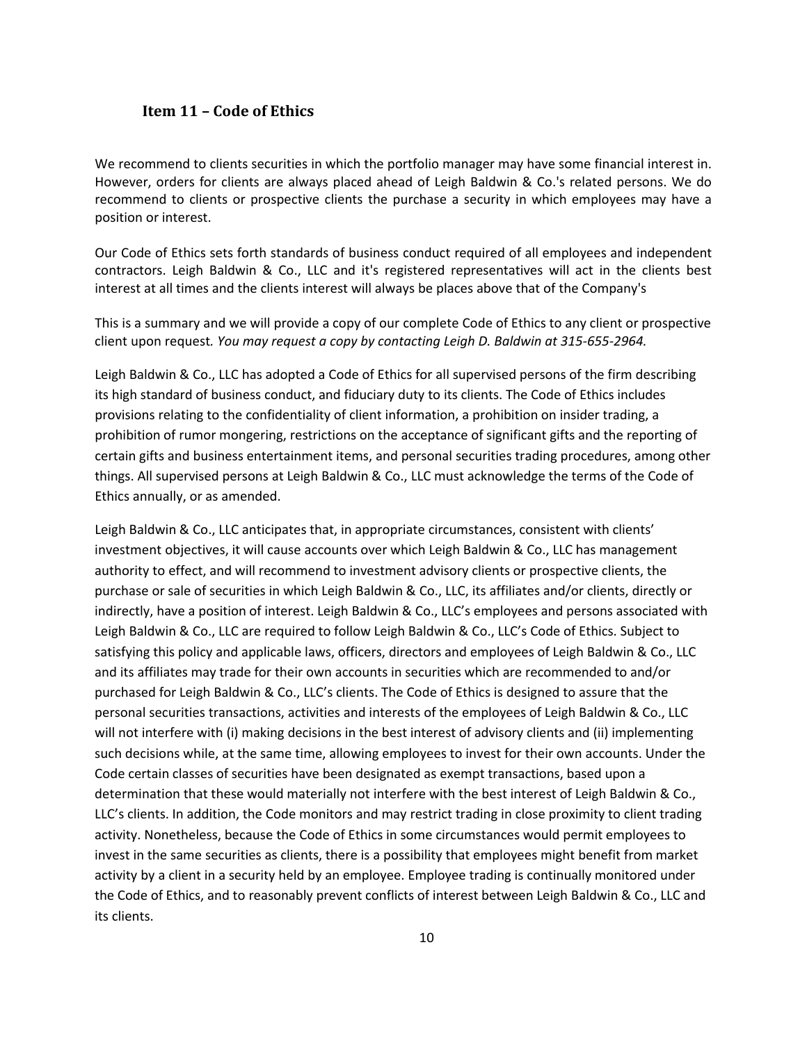## Item 11 – Code of Ethics

We recommend to clients securities in which the portfolio manager may have some financial interest in. However, orders for clients are always placed ahead of Leigh Baldwin & Co.'s related persons. We do recommend to clients or prospective clients the purchase a security in which employees may have a position or interest.

Our Code of Ethics sets forth standards of business conduct required of all employees and independent contractors. Leigh Baldwin & Co., LLC and it's registered representatives will act in the clients best interest at all times and the clients interest will always be places above that of the Company's

This is a summary and we will provide a copy of our complete Code of Ethics to any client or prospective client upon request. *You may request a copy by contacting Leigh D. Baldwin at 315-655-2964.*

Leigh Baldwin & Co., LLC has adopted a Code of Ethics for all supervised persons of the firm describing its high standard of business conduct, and fiduciary duty to its clients. The Code of Ethics includes provisions relating to the confidentiality of client information, a prohibition on insider trading, a prohibition of rumor mongering, restrictions on the acceptance of significant gifts and the reporting of certain gifts and business entertainment items, and personal securities trading procedures, among other things. All supervised persons at Leigh Baldwin & Co., LLC must acknowledge the terms of the Code of Ethics annually, or as amended.

Leigh Baldwin & Co., LLC anticipates that, in appropriate circumstances, consistent with clients' investment objectives, it will cause accounts over which Leigh Baldwin & Co., LLC has management authority to effect, and will recommend to investment advisory clients or prospective clients, the purchase or sale of securities in which Leigh Baldwin & Co., LLC, its affiliates and/or clients, directly or indirectly, have a position of interest. Leigh Baldwin & Co., LLC's employees and persons associated with Leigh Baldwin & Co., LLC are required to follow Leigh Baldwin & Co., LLC's Code of Ethics. Subject to satisfying this policy and applicable laws, officers, directors and employees of Leigh Baldwin & Co., LLC and its affiliates may trade for their own accounts in securities which are recommended to and/or purchased for Leigh Baldwin & Co., LLC's clients. The Code of Ethics is designed to assure that the personal securities transactions, activities and interests of the employees of Leigh Baldwin & Co., LLC will not interfere with (i) making decisions in the best interest of advisory clients and (ii) implementing such decisions while, at the same time, allowing employees to invest for their own accounts. Under the Code certain classes of securities have been designated as exempt transactions, based upon a determination that these would materially not interfere with the best interest of Leigh Baldwin & Co., LLC's clients. In addition, the Code monitors and may restrict trading in close proximity to client trading activity. Nonetheless, because the Code of Ethics in some circumstances would permit employees to invest in the same securities as clients, there is a possibility that employees might benefit from market activity by a client in a security held by an employee. Employee trading is continually monitored under the Code of Ethics, and to reasonably prevent conflicts of interest between Leigh Baldwin & Co., LLC and its clients.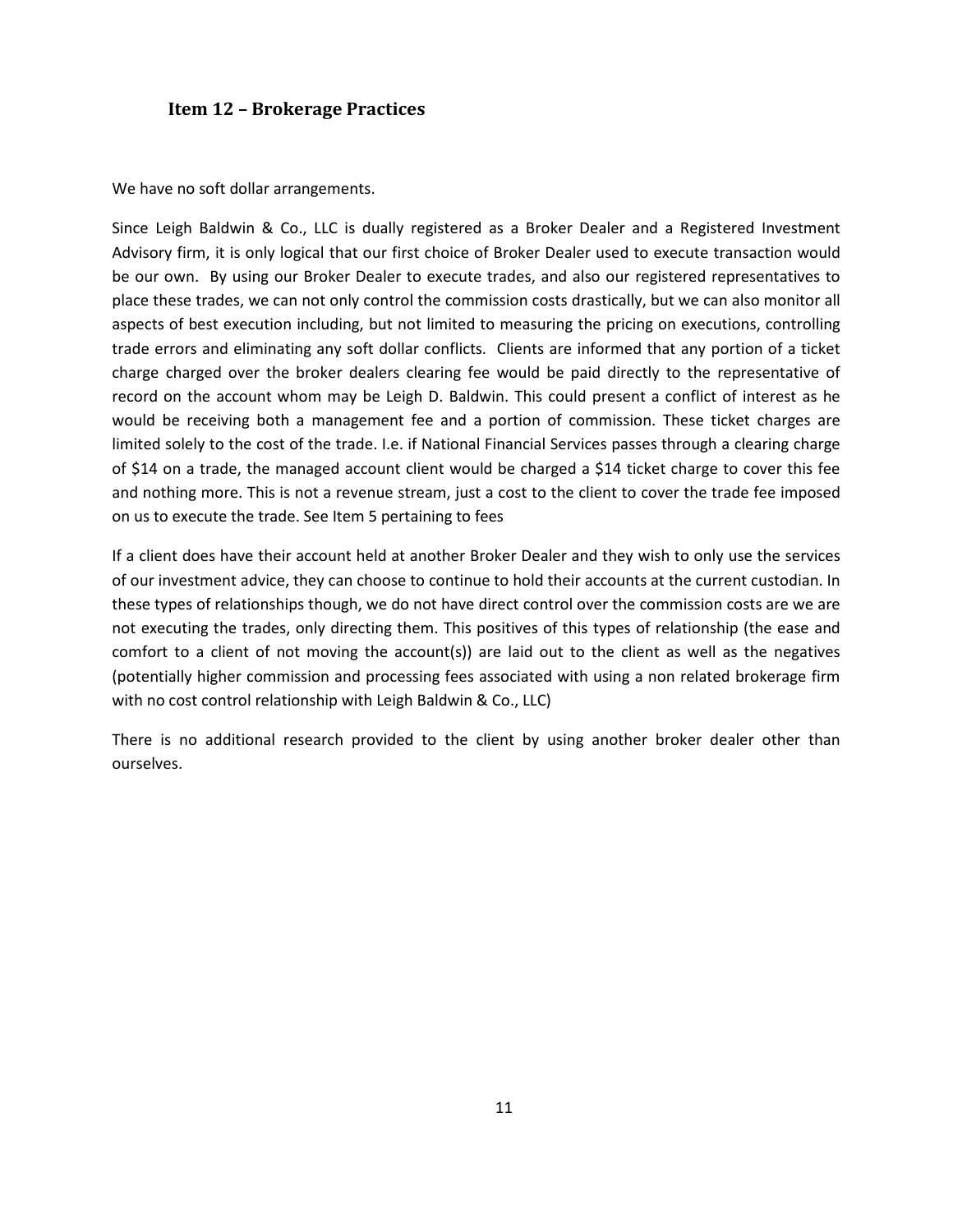## Item 12 – Brokerage Practices

We have no soft dollar arrangements.

Since Leigh Baldwin & Co., LLC is dually registered as a Broker Dealer and a Registered Investment Advisory firm, it is only logical that our first choice of Broker Dealer used to execute transaction would be our own. By using our Broker Dealer to execute trades, and also our registered representatives to place these trades, we can not only control the commission costs drastically, but we can also monitor all aspects of best execution including, but not limited to measuring the pricing on executions, controlling trade errors and eliminating any soft dollar conflicts. Clients are informed that any portion of a ticket charge charged over the broker dealers clearing fee would be paid directly to the representative of record on the account whom may be Leigh D. Baldwin. This could present a conflict of interest as he would be receiving both a management fee and a portion of commission. These ticket charges are limited solely to the cost of the trade. I.e. if National Financial Services passes through a clearing charge of $14 on a trade, the managed account client would be charged a $14 ticket charge to cover this fee and nothing more. This is not a revenue stream, just a cost to the client to cover the trade fee imposed on us to execute the trade. See Item 5 pertaining to fees

If a client does have their account held at another Broker Dealer and they wish to only use the services of our investment advice, they can choose to continue to hold their accounts at the current custodian. In these types of relationships though, we do not have direct control over the commission costs are we are not executing the trades, only directing them. This positives of this types of relationship (the ease and comfort to a client of not moving the account(s)) are laid out to the client as well as the negatives (potentially higher commission and processing fees associated with using a non related brokerage firm with no cost control relationship with Leigh Baldwin & Co., LLC)

There is no additional research provided to the client by using another broker dealer other than ourselves.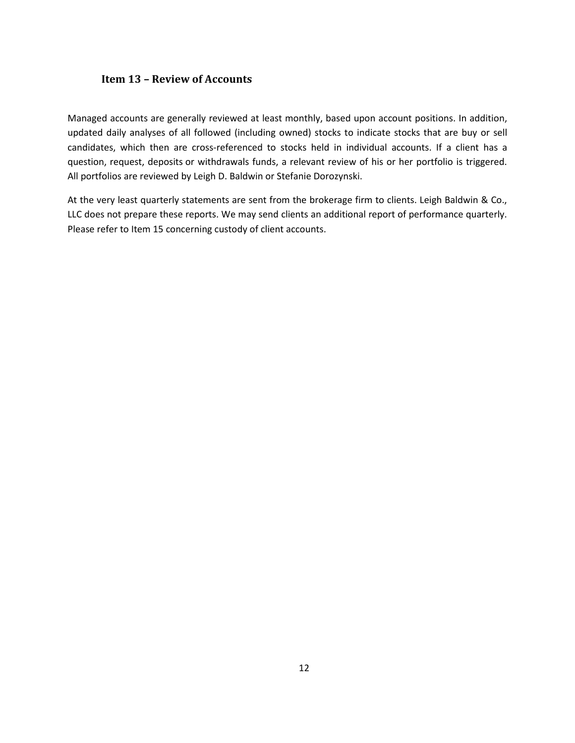## Item 13 – Review of Accounts

Managed accounts are generally reviewed at least monthly, based upon account positions. In addition, updated daily analyses of all followed (including owned) stocks to indicate stocks that are buy or sell candidates, which then are cross-referenced to stocks held in individual accounts. If a client has a question, request, deposits or withdrawals funds, a relevant review of his or her portfolio is triggered. All portfolios are reviewed by Leigh D. Baldwin or Stefanie Dorozynski.

At the very least quarterly statements are sent from the brokerage firm to clients. Leigh Baldwin & Co., LLC does not prepare these reports. We may send clients an additional report of performance quarterly. Please refer to Item 15 concerning custody of client accounts.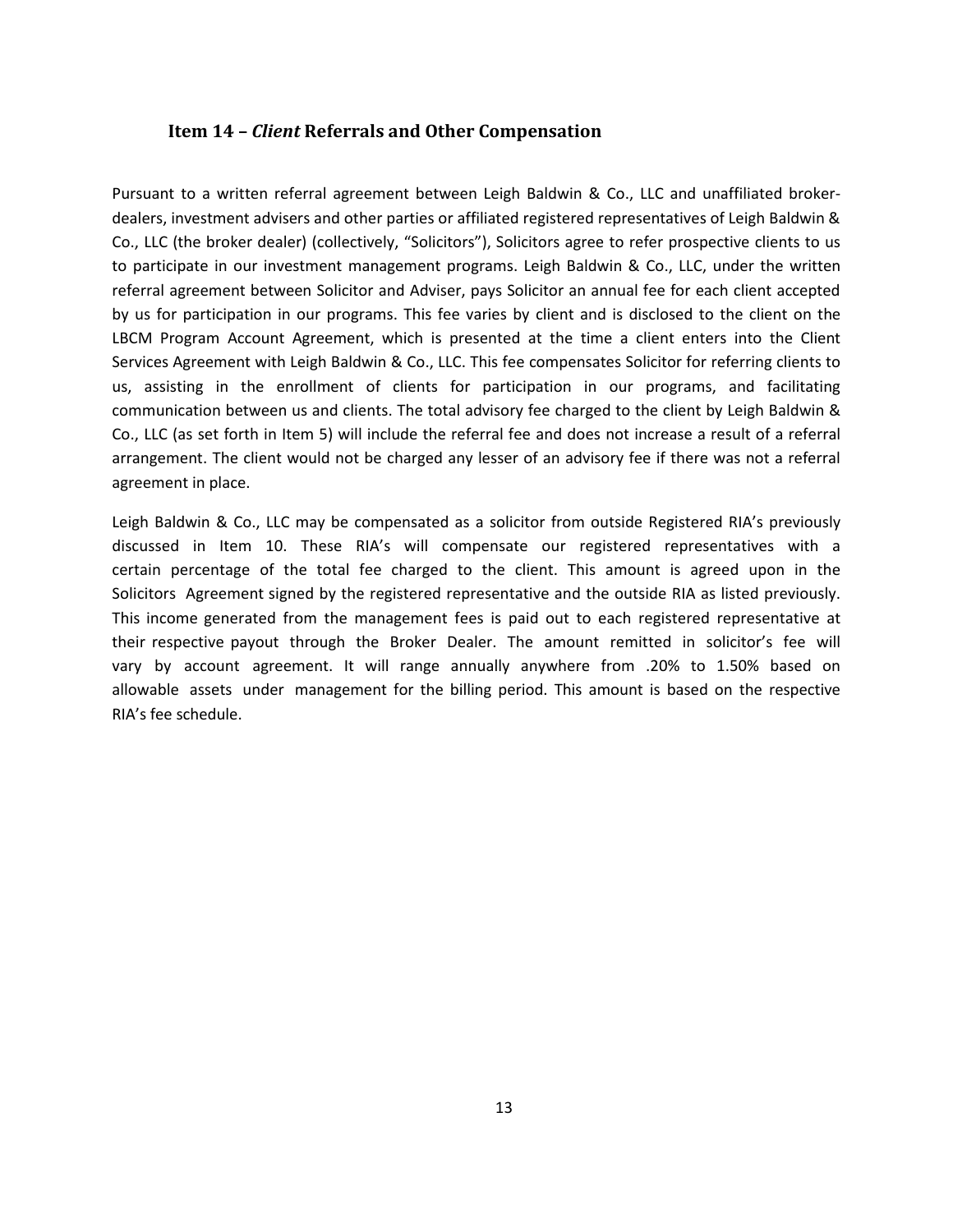## Item 14 – *Client* Referrals and Other Compensation

Pursuant to a written referral agreement between Leigh Baldwin & Co., LLC and unaffiliated broker-dealers, investment advisers and other parties or affiliated registered representatives of Leigh Baldwin & Co., LLC (the broker dealer) (collectively, "Solicitors"), Solicitors agree to refer prospective clients to us to participate in our investment management programs. Leigh Baldwin & Co., LLC, under the written referral agreement between Solicitor and Adviser, pays Solicitor an annual fee for each client accepted by us for participation in our programs. This fee varies by client and is disclosed to the client on the LBCM Program Account Agreement, which is presented at the time a client enters into the Client Services Agreement with Leigh Baldwin & Co., LLC. This fee compensates Solicitor for referring clients to us, assisting in the enrollment of clients for participation in our programs, and facilitating communication between us and clients. The total advisory fee charged to the client by Leigh Baldwin & Co., LLC (as set forth in Item 5) will include the referral fee and does not increase a result of a referral arrangement. The client would not be charged any lesser of an advisory fee if there was not a referral agreement in place.

Leigh Baldwin & Co., LLC may be compensated as a solicitor from outside Registered RIA's previously discussed in Item 10. These RIA's will compensate our registered representatives with a certain percentage of the total fee charged to the client. This amount is agreed upon in the Solicitors Agreement signed by the registered representative and the outside RIA as listed previously. This income generated from the management fees is paid out to each registered representative at their respective payout through the Broker Dealer. The amount remitted in solicitor's fee will vary by account agreement. It will range annually anywhere from .20% to 1.50% based on allowable assets under management for the billing period. This amount is based on the respective RIA's fee schedule.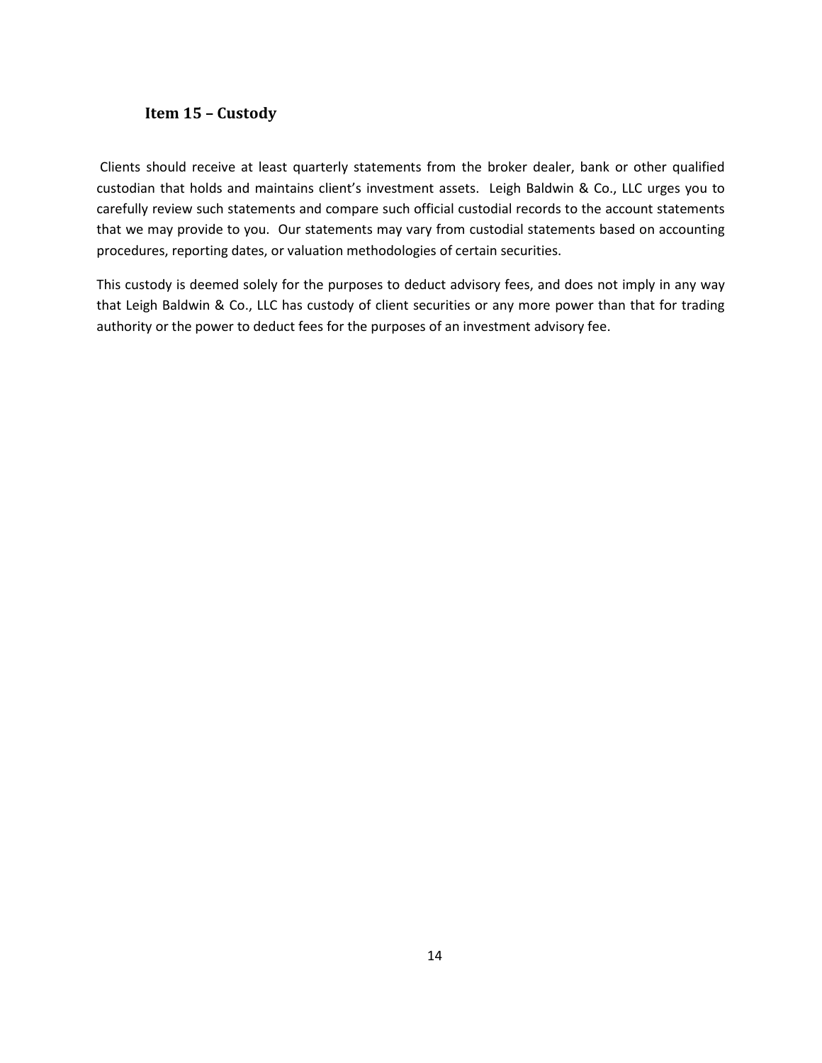## Item 15 – Custody

Clients should receive at least quarterly statements from the broker dealer, bank or other qualified custodian that holds and maintains client's investment assets. Leigh Baldwin & Co., LLC urges you to carefully review such statements and compare such official custodial records to the account statements that we may provide to you. Our statements may vary from custodial statements based on accounting procedures, reporting dates, or valuation methodologies of certain securities.

This custody is deemed solely for the purposes to deduct advisory fees, and does not imply in any way that Leigh Baldwin & Co., LLC has custody of client securities or any more power than that for trading authority or the power to deduct fees for the purposes of an investment advisory fee.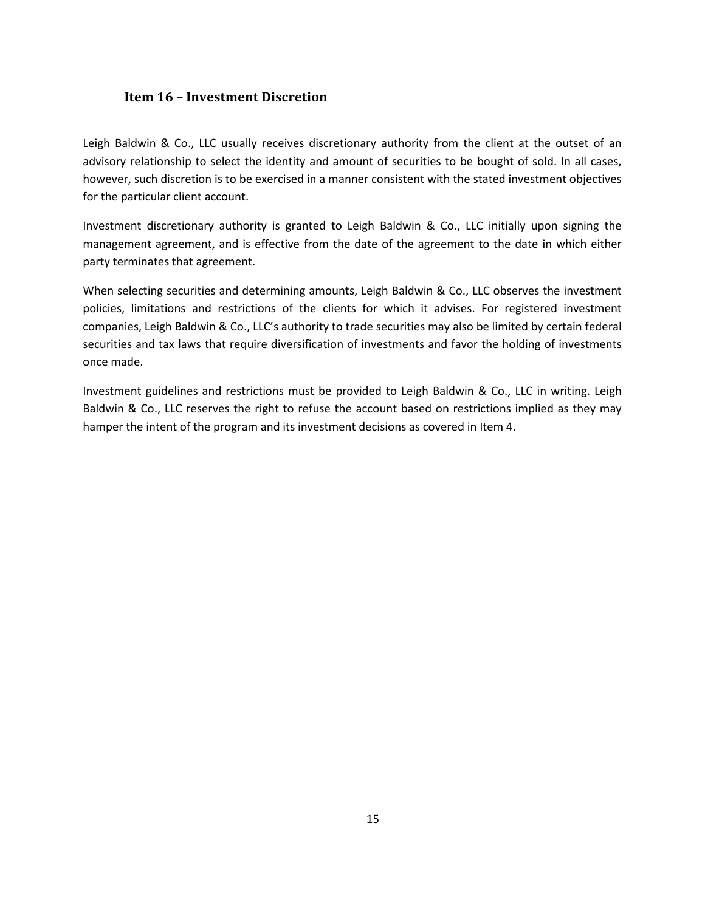## Item 16 – Investment Discretion

Leigh Baldwin & Co., LLC usually receives discretionary authority from the client at the outset of an advisory relationship to select the identity and amount of securities to be bought of sold. In all cases, however, such discretion is to be exercised in a manner consistent with the stated investment objectives for the particular client account.

Investment discretionary authority is granted to Leigh Baldwin & Co., LLC initially upon signing the management agreement, and is effective from the date of the agreement to the date in which either party terminates that agreement.

When selecting securities and determining amounts, Leigh Baldwin & Co., LLC observes the investment policies, limitations and restrictions of the clients for which it advises. For registered investment companies, Leigh Baldwin & Co., LLC's authority to trade securities may also be limited by certain federal securities and tax laws that require diversification of investments and favor the holding of investments once made.

Investment guidelines and restrictions must be provided to Leigh Baldwin & Co., LLC in writing. Leigh Baldwin & Co., LLC reserves the right to refuse the account based on restrictions implied as they may hamper the intent of the program and its investment decisions as covered in Item 4.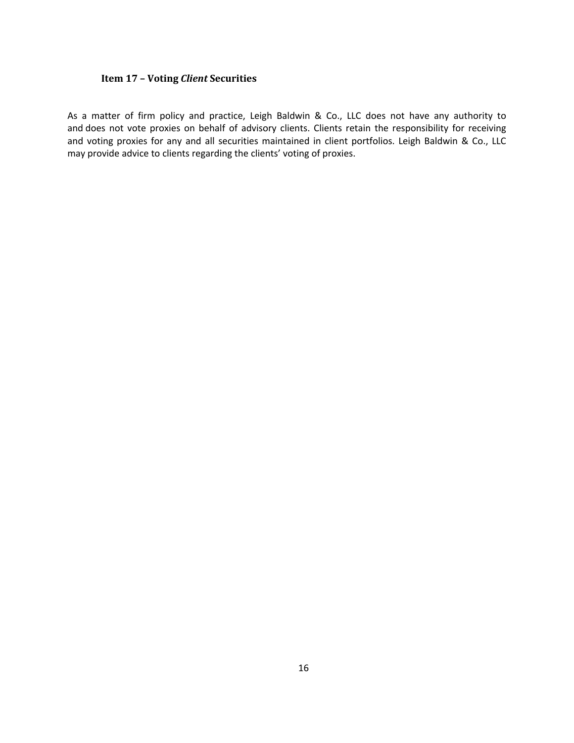## Item 17 – Voting *Client* Securities

As a matter of firm policy and practice, Leigh Baldwin & Co., LLC does not have any authority to and does not vote proxies on behalf of advisory clients. Clients retain the responsibility for receiving and voting proxies for any and all securities maintained in client portfolios. Leigh Baldwin & Co., LLC may provide advice to clients regarding the clients' voting of proxies.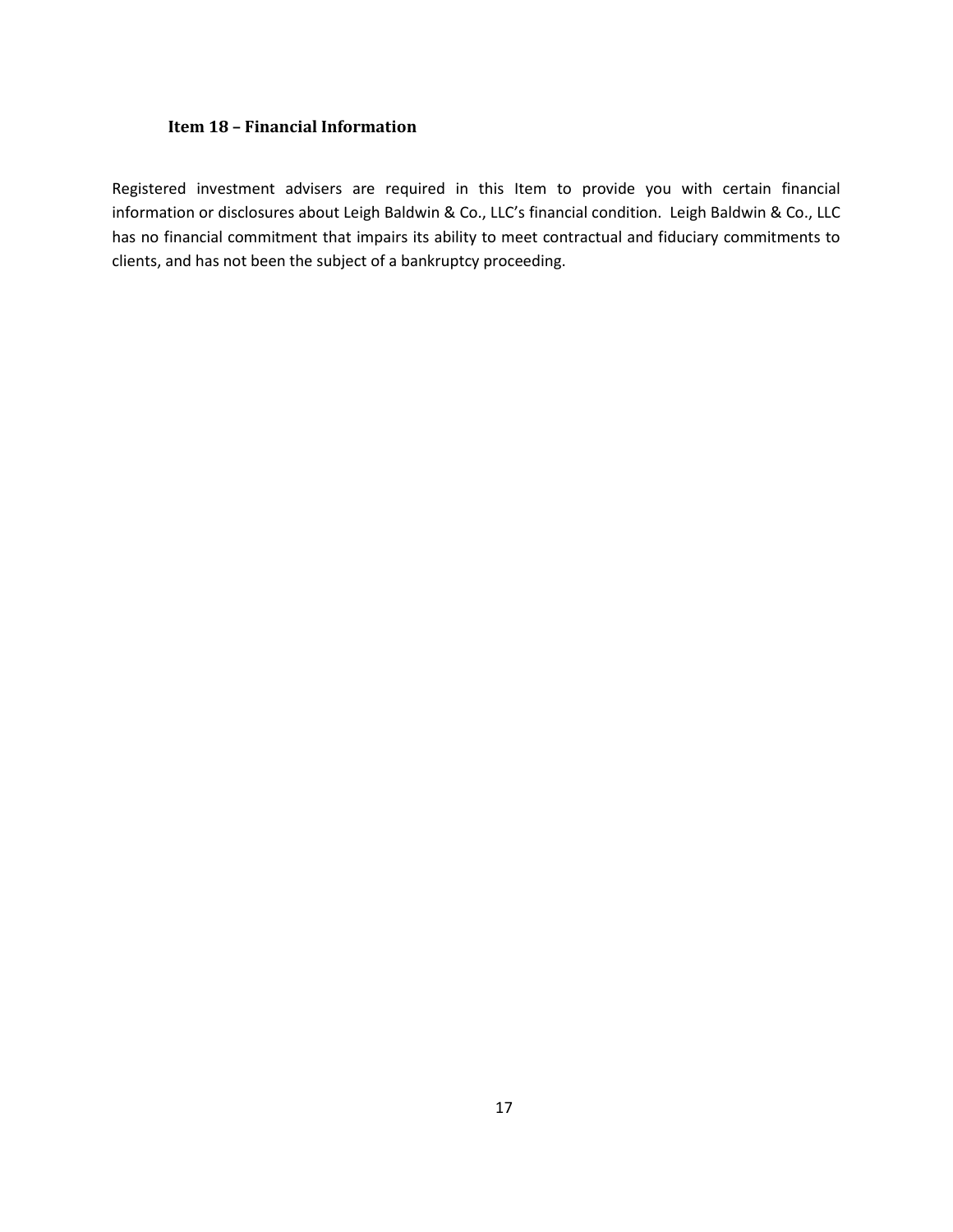## Item 18 – Financial Information

Registered investment advisers are required in this Item to provide you with certain financial information or disclosures about Leigh Baldwin & Co., LLC's financial condition. Leigh Baldwin & Co., LLC has no financial commitment that impairs its ability to meet contractual and fiduciary commitments to clients, and has not been the subject of a bankruptcy proceeding.